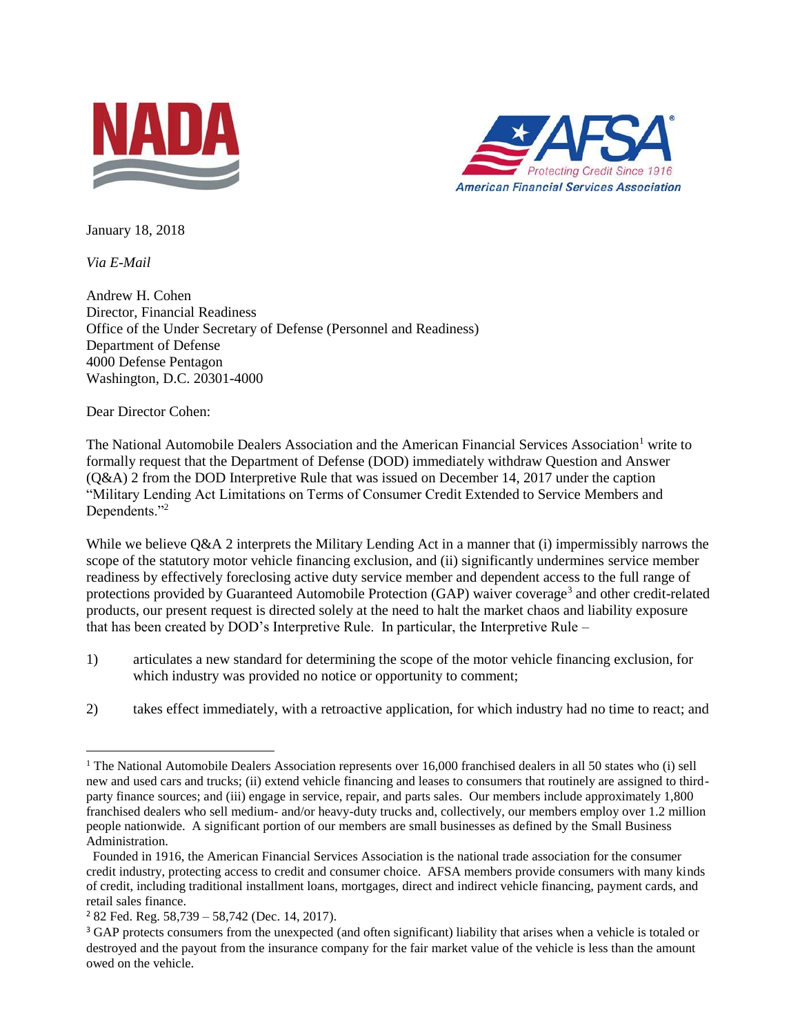NADA

AFSA
Protecting Credit Since 1916
American Financial Services Association

January 18, 2018

*Via E-Mail*

Andrew H. Cohen
Director, Financial Readiness
Office of the Under Secretary of Defense (Personnel and Readiness)
Department of Defense
4000 Defense Pentagon
Washington, D.C. 20301-4000

Dear Director Cohen:

The National Automobile Dealers Association and the American Financial Services Association[1] write to formally request that the Department of Defense (DOD) immediately withdraw Question and Answer (Q&A) 2 from the DOD Interpretive Rule that was issued on December 14, 2017 under the caption "Military Lending Act Limitations on Terms of Consumer Credit Extended to Service Members and Dependents."[2]

While we believe Q&A 2 interprets the Military Lending Act in a manner that (i) impermissibly narrows the scope of the statutory motor vehicle financing exclusion, and (ii) significantly undermines service member readiness by effectively foreclosing active duty service member and dependent access to the full range of protections provided by Guaranteed Automobile Protection (GAP) waiver coverage[3] and other credit-related products, our present request is directed solely at the need to halt the market chaos and liability exposure that has been created by DOD's Interpretive Rule. In particular, the Interpretive Rule –

1) articulates a new standard for determining the scope of the motor vehicle financing exclusion, for which industry was provided no notice or opportunity to comment;

2) takes effect immediately, with a retroactive application, for which industry had no time to react; and

---

[1] The National Automobile Dealers Association represents over 16,000 franchised dealers in all 50 states who (i) sell new and used cars and trucks; (ii) extend vehicle financing and leases to consumers that routinely are assigned to third-party finance sources; and (iii) engage in service, repair, and parts sales. Our members include approximately 1,800 franchised dealers who sell medium- and/or heavy-duty trucks and, collectively, our members employ over 1.2 million people nationwide. A significant portion of our members are small businesses as defined by the Small Business Administration.

Founded in 1916, the American Financial Services Association is the national trade association for the consumer credit industry, protecting access to credit and consumer choice. AFSA members provide consumers with many kinds of credit, including traditional installment loans, mortgages, direct and indirect vehicle financing, payment cards, and retail sales finance.

[2] 82 Fed. Reg. 58,739 – 58,742 (Dec. 14, 2017).

[3] GAP protects consumers from the unexpected (and often significant) liability that arises when a vehicle is totaled or destroyed and the payout from the insurance company for the fair market value of the vehicle is less than the amount owed on the vehicle.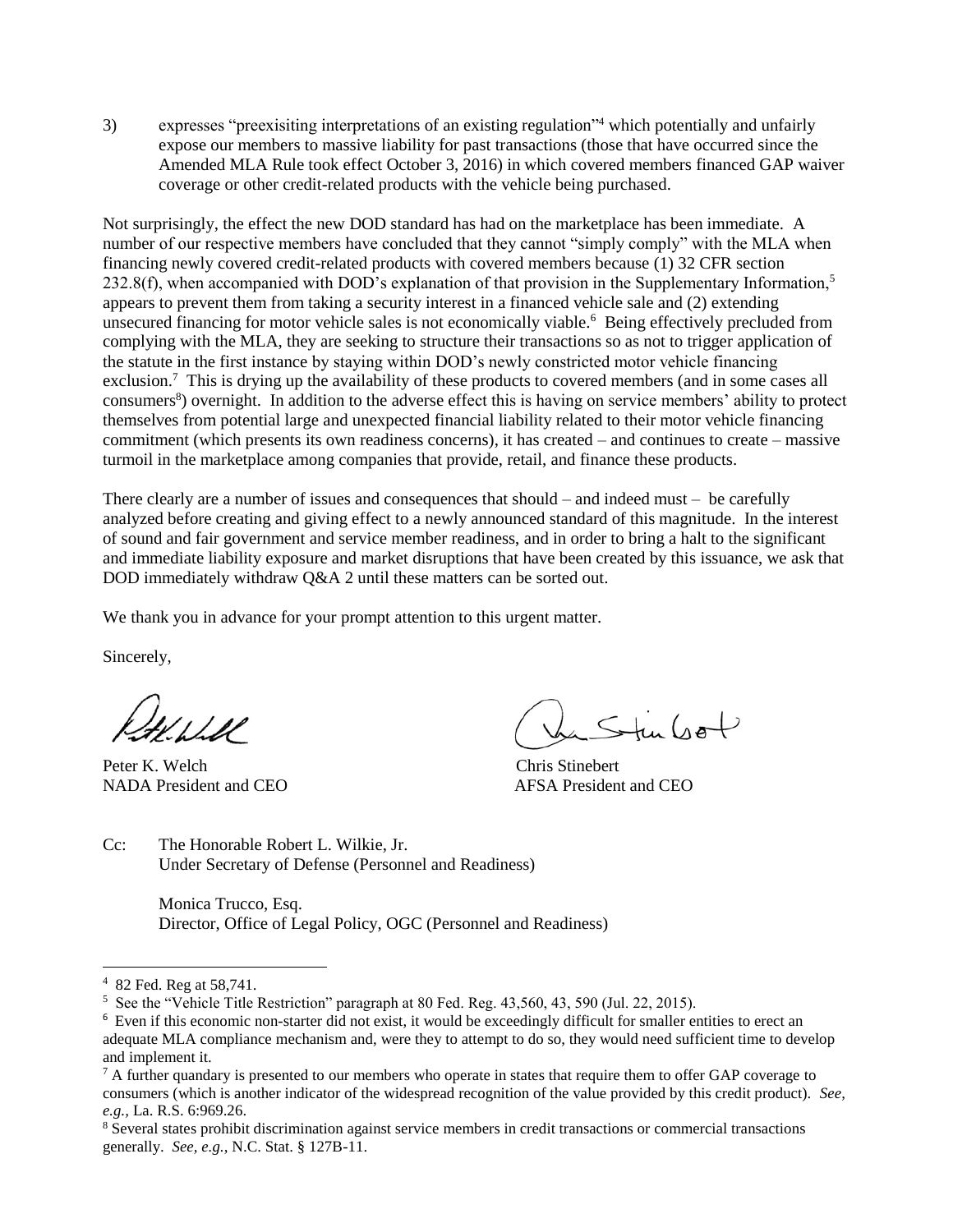3) expresses "preexisiting interpretations of an existing regulation"[4] which potentially and unfairly expose our members to massive liability for past transactions (those that have occurred since the Amended MLA Rule took effect October 3, 2016) in which covered members financed GAP waiver coverage or other credit-related products with the vehicle being purchased.

Not surprisingly, the effect the new DOD standard has had on the marketplace has been immediate. A number of our respective members have concluded that they cannot "simply comply" with the MLA when financing newly covered credit-related products with covered members because (1) 32 CFR section 232.8(f), when accompanied with DOD's explanation of that provision in the Supplementary Information,[5] appears to prevent them from taking a security interest in a financed vehicle sale and (2) extending unsecured financing for motor vehicle sales is not economically viable.[6] Being effectively precluded from complying with the MLA, they are seeking to structure their transactions so as not to trigger application of the statute in the first instance by staying within DOD's newly constricted motor vehicle financing exclusion.[7] This is drying up the availability of these products to covered members (and in some cases all consumers[8]) overnight. In addition to the adverse effect this is having on service members' ability to protect themselves from potential large and unexpected financial liability related to their motor vehicle financing commitment (which presents its own readiness concerns), it has created – and continues to create – massive turmoil in the marketplace among companies that provide, retail, and finance these products.

There clearly are a number of issues and consequences that should – and indeed must – be carefully analyzed before creating and giving effect to a newly announced standard of this magnitude. In the interest of sound and fair government and service member readiness, and in order to bring a halt to the significant and immediate liability exposure and market disruptions that have been created by this issuance, we ask that DOD immediately withdraw Q&A 2 until these matters can be sorted out.

We thank you in advance for your prompt attention to this urgent matter.

Sincerely,

Peter K. Welch
NADA President and CEO

Chris Stinebert
AFSA President and CEO

Cc: The Honorable Robert L. Wilkie, Jr.
Under Secretary of Defense (Personnel and Readiness)

Monica Trucco, Esq.
Director, Office of Legal Policy, OGC (Personnel and Readiness)

---

[4] 82 Fed. Reg at 58,741.

[5] See the "Vehicle Title Restriction" paragraph at 80 Fed. Reg. 43,560, 43, 590 (Jul. 22, 2015).

[6] Even if this economic non-starter did not exist, it would be exceedingly difficult for smaller entities to erect an adequate MLA compliance mechanism and, were they to attempt to do so, they would need sufficient time to develop and implement it.

[7] A further quandary is presented to our members who operate in states that require them to offer GAP coverage to consumers (which is another indicator of the widespread recognition of the value provided by this credit product). *See, e.g.,* La. R.S. 6:969.26.

[8] Several states prohibit discrimination against service members in credit transactions or commercial transactions generally. *See, e.g.*, N.C. Stat. § 127B-11.